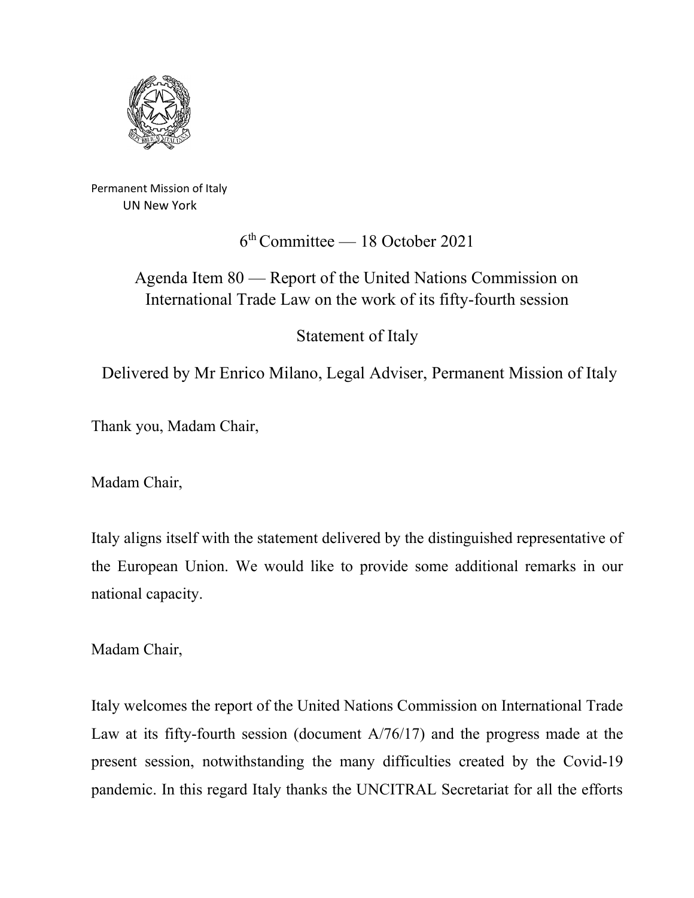Permanent Mission of Italy
UN New York

6th Committee — 18 October 2021

## Agenda Item 80 — Report of the United Nations Commission on International Trade Law on the work of its fifty-fourth session

## Statement of Italy

Delivered by Mr Enrico Milano, Legal Adviser, Permanent Mission of Italy

Thank you, Madam Chair,

Madam Chair,

Italy aligns itself with the statement delivered by the distinguished representative of the European Union. We would like to provide some additional remarks in our national capacity.

Madam Chair,

Italy welcomes the report of the United Nations Commission on International Trade Law at its fifty-fourth session (document A/76/17) and the progress made at the present session, notwithstanding the many difficulties created by the Covid-19 pandemic. In this regard Italy thanks the UNCITRAL Secretariat for all the efforts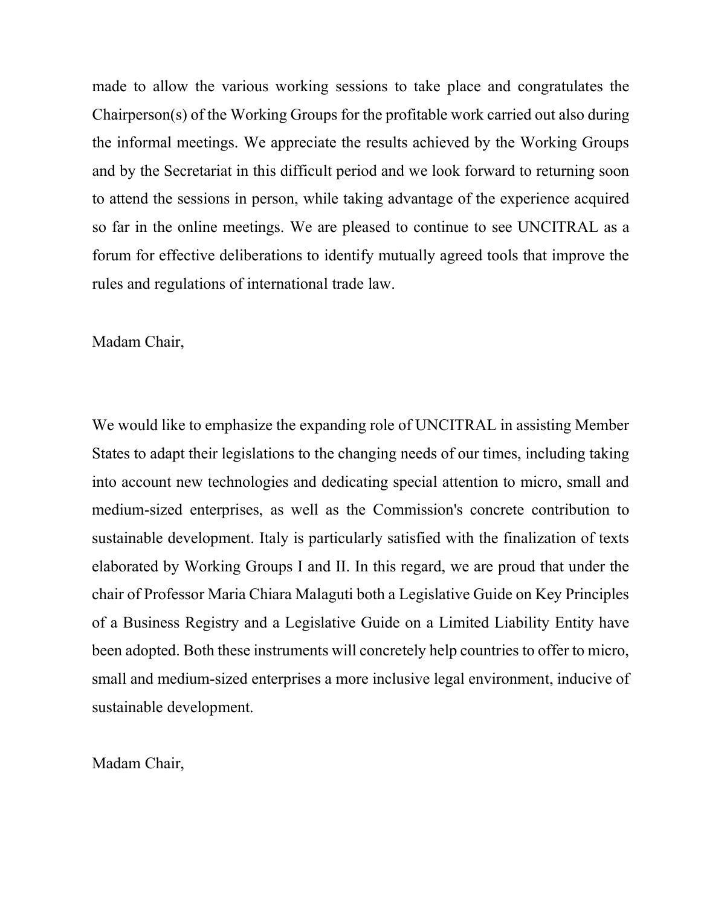made to allow the various working sessions to take place and congratulates the Chairperson(s) of the Working Groups for the profitable work carried out also during the informal meetings. We appreciate the results achieved by the Working Groups and by the Secretariat in this difficult period and we look forward to returning soon to attend the sessions in person, while taking advantage of the experience acquired so far in the online meetings. We are pleased to continue to see UNCITRAL as a forum for effective deliberations to identify mutually agreed tools that improve the rules and regulations of international trade law.

Madam Chair,

We would like to emphasize the expanding role of UNCITRAL in assisting Member States to adapt their legislations to the changing needs of our times, including taking into account new technologies and dedicating special attention to micro, small and medium-sized enterprises, as well as the Commission's concrete contribution to sustainable development. Italy is particularly satisfied with the finalization of texts elaborated by Working Groups I and II. In this regard, we are proud that under the chair of Professor Maria Chiara Malaguti both a Legislative Guide on Key Principles of a Business Registry and a Legislative Guide on a Limited Liability Entity have been adopted. Both these instruments will concretely help countries to offer to micro, small and medium-sized enterprises a more inclusive legal environment, inducive of sustainable development.

Madam Chair,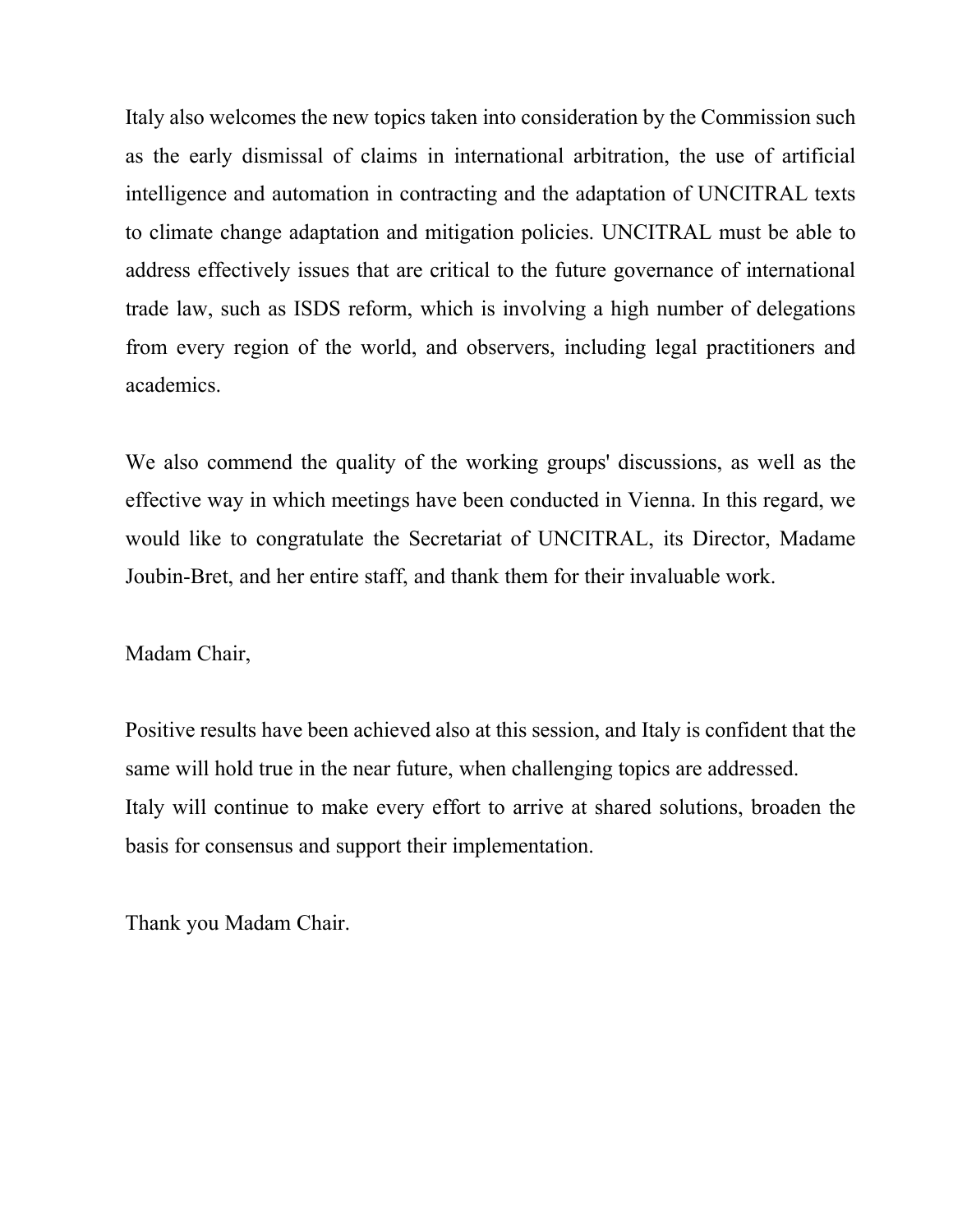Italy also welcomes the new topics taken into consideration by the Commission such as the early dismissal of claims in international arbitration, the use of artificial intelligence and automation in contracting and the adaptation of UNCITRAL texts to climate change adaptation and mitigation policies. UNCITRAL must be able to address effectively issues that are critical to the future governance of international trade law, such as ISDS reform, which is involving a high number of delegations from every region of the world, and observers, including legal practitioners and academics.

We also commend the quality of the working groups' discussions, as well as the effective way in which meetings have been conducted in Vienna. In this regard, we would like to congratulate the Secretariat of UNCITRAL, its Director, Madame Joubin-Bret, and her entire staff, and thank them for their invaluable work.

Madam Chair,

Positive results have been achieved also at this session, and Italy is confident that the same will hold true in the near future, when challenging topics are addressed.
Italy will continue to make every effort to arrive at shared solutions, broaden the basis for consensus and support their implementation.

Thank you Madam Chair.